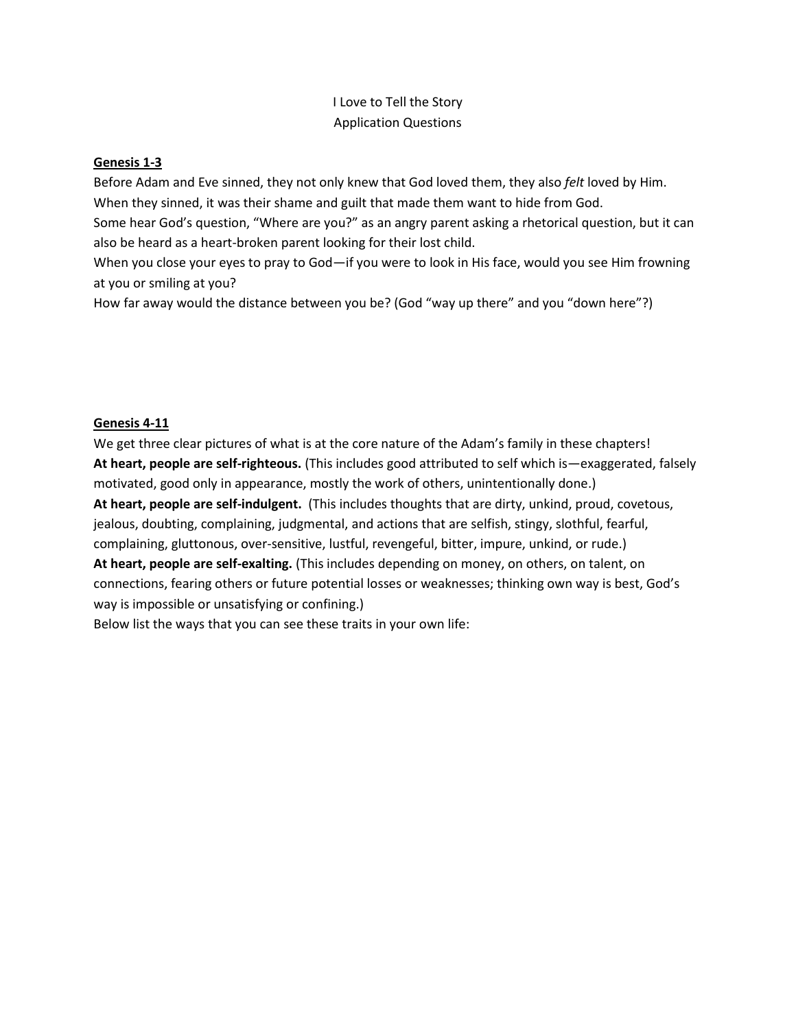# I Love to Tell the Story
## Application Questions

### Genesis 1-3

Before Adam and Eve sinned, they not only knew that God loved them, they also *felt* loved by Him.
When they sinned, it was their shame and guilt that made them want to hide from God.
Some hear God's question, "Where are you?" as an angry parent asking a rhetorical question, but it can also be heard as a heart-broken parent looking for their lost child.
When you close your eyes to pray to God—if you were to look in His face, would you see Him frowning at you or smiling at you?
How far away would the distance between you be? (God "way up there" and you "down here"?)

### Genesis 4-11

We get three clear pictures of what is at the core nature of the Adam's family in these chapters!
**At heart, people are self-righteous.** (This includes good attributed to self which is—exaggerated, falsely motivated, good only in appearance, mostly the work of others, unintentionally done.)
**At heart, people are self-indulgent.** (This includes thoughts that are dirty, unkind, proud, covetous, jealous, doubting, complaining, judgmental, and actions that are selfish, stingy, slothful, fearful, complaining, gluttonous, over-sensitive, lustful, revengeful, bitter, impure, unkind, or rude.)
**At heart, people are self-exalting.** (This includes depending on money, on others, on talent, on connections, fearing others or future potential losses or weaknesses; thinking own way is best, God's way is impossible or unsatisfying or confining.)
Below list the ways that you can see these traits in your own life: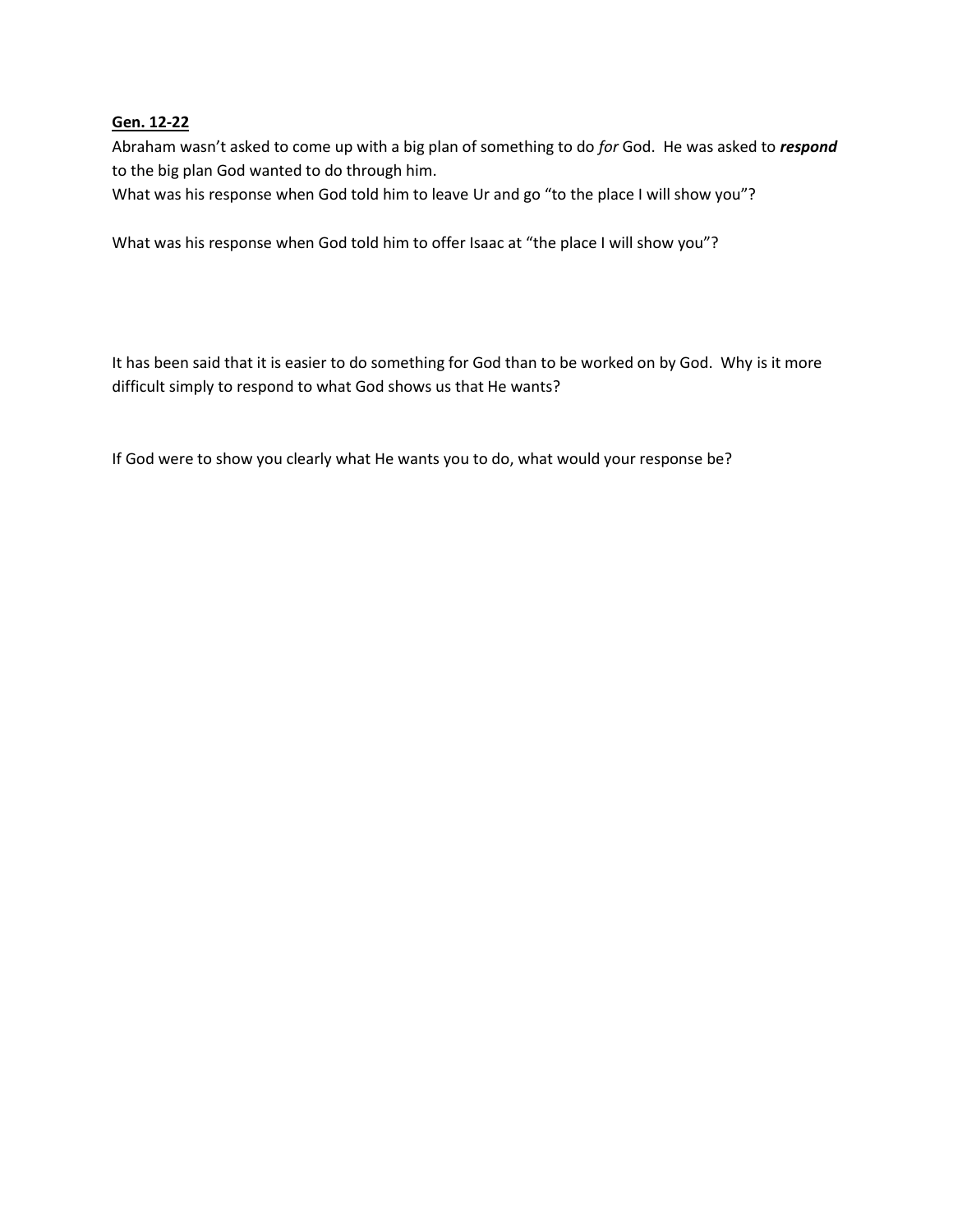**<u>Gen. 12-22</u>**

Abraham wasn't asked to come up with a big plan of something to do *for* God. He was asked to ***respond*** to the big plan God wanted to do through him.

What was his response when God told him to leave Ur and go "to the place I will show you"?

What was his response when God told him to offer Isaac at "the place I will show you"?

It has been said that it is easier to do something for God than to be worked on by God. Why is it more difficult simply to respond to what God shows us that He wants?

If God were to show you clearly what He wants you to do, what would your response be?